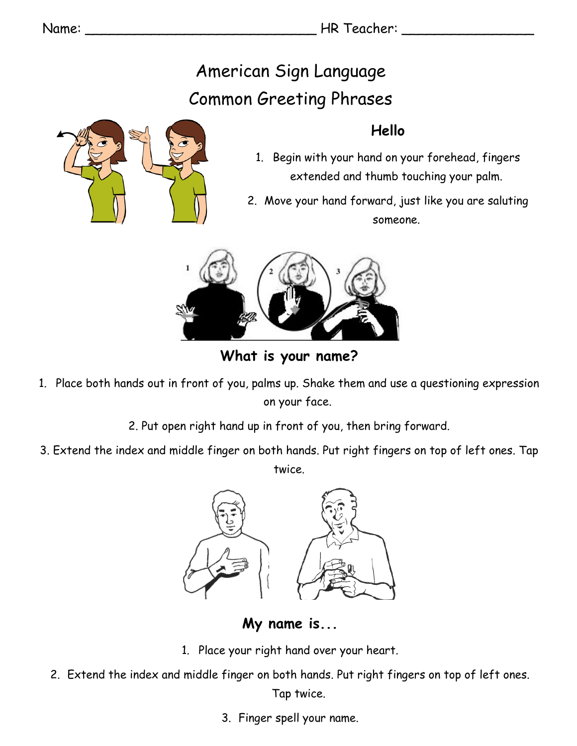Name: ______________________________ HR Teacher: _________________

# American Sign Language
# Common Greeting Phrases

## Hello

1. Begin with your hand on your forehead, fingers extended and thumb touching your palm.
2. Move your hand forward, just like you are saluting someone.

## What is your name?

1. Place both hands out in front of you, palms up. Shake them and use a questioning expression on your face.
2. Put open right hand up in front of you, then bring forward.
3. Extend the index and middle finger on both hands. Put right fingers on top of left ones. Tap twice.

## My name is...

1. Place your right hand over your heart.
2. Extend the index and middle finger on both hands. Put right fingers on top of left ones. Tap twice.
3. Finger spell your name.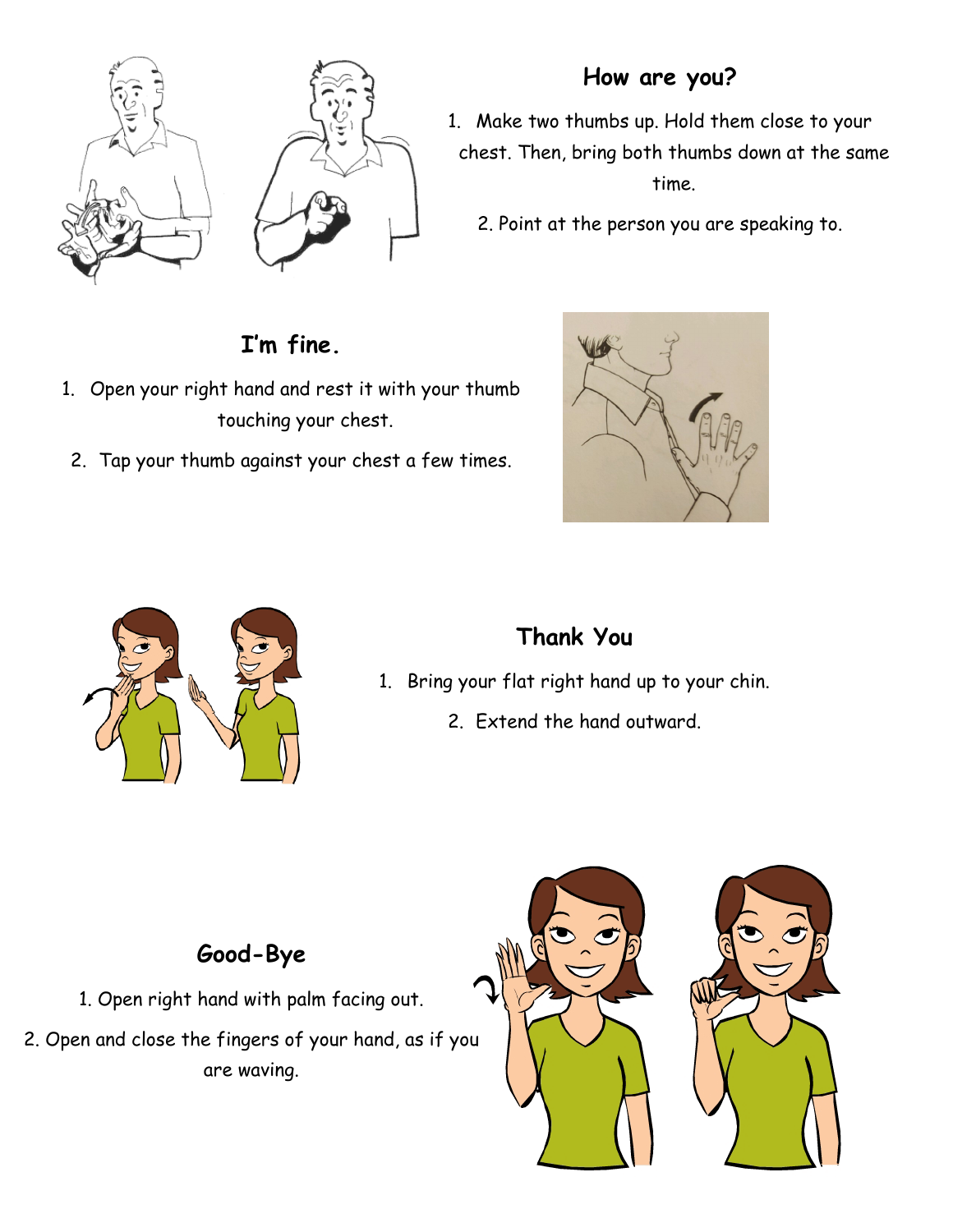## How are you?

1. Make two thumbs up. Hold them close to your chest. Then, bring both thumbs down at the same time.
2. Point at the person you are speaking to.

## I'm fine.

1. Open your right hand and rest it with your thumb touching your chest.
2. Tap your thumb against your chest a few times.

## Thank You

1. Bring your flat right hand up to your chin.
2. Extend the hand outward.

## Good-Bye

1. Open right hand with palm facing out.
2. Open and close the fingers of your hand, as if you are waving.